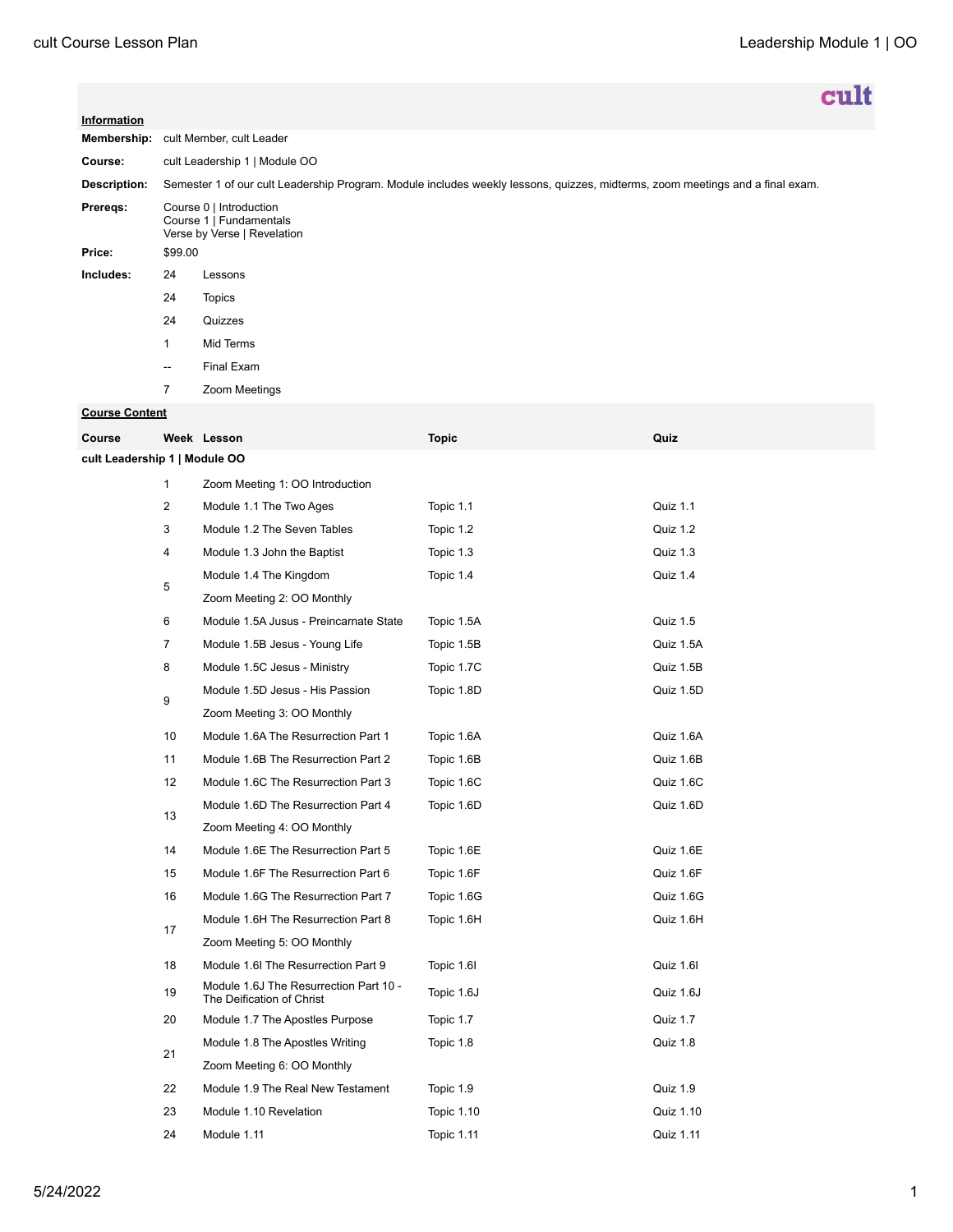**cult**

**Information**

| | | |
|---|---|---|
| **Membership:** | cult Member, cult Leader | |
| **Course:** | cult Leadership 1 \| Module OO | |
| **Description:** | Semester 1 of our cult Leadership Program. Module includes weekly lessons, quizzes, midterms, zoom meetings and a final exam. | |
| **Prereqs:** | Course 0 \| Introduction<br>Course 1 \| Fundamentals<br>Verse by Verse \| Revelation | |
| **Price:** | $99.00 | |
| **Includes:** | 24 | Lessons |
| | 24 | Topics |
| | 24 | Quizzes |
| | 1 | Mid Terms |
| | -- | Final Exam |
| | 7 | Zoom Meetings |

**Course Content**

| Course | Week | Lesson | Topic | Quiz |
|---|---|---|---|---|
| **cult Leadership 1 \| Module OO** | | | | |
| | 1 | Zoom Meeting 1: OO Introduction | | |
| | 2 | Module 1.1 The Two Ages | Topic 1.1 | Quiz 1.1 |
| | 3 | Module 1.2 The Seven Tables | Topic 1.2 | Quiz 1.2 |
| | 4 | Module 1.3 John the Baptist | Topic 1.3 | Quiz 1.3 |
| | 5 | Module 1.4 The Kingdom | Topic 1.4 | Quiz 1.4 |
| | | Zoom Meeting 2: OO Monthly | | |
| | 6 | Module 1.5A Jusus - Preincarnate State | Topic 1.5A | Quiz 1.5 |
| | 7 | Module 1.5B Jesus - Young Life | Topic 1.5B | Quiz 1.5A |
| | 8 | Module 1.5C Jesus - Ministry | Topic 1.7C | Quiz 1.5B |
| | 9 | Module 1.5D Jesus - His Passion | Topic 1.8D | Quiz 1.5D |
| | | Zoom Meeting 3: OO Monthly | | |
| | 10 | Module 1.6A The Resurrection Part 1 | Topic 1.6A | Quiz 1.6A |
| | 11 | Module 1.6B The Resurrection Part 2 | Topic 1.6B | Quiz 1.6B |
| | 12 | Module 1.6C The Resurrection Part 3 | Topic 1.6C | Quiz 1.6C |
| | 13 | Module 1.6D The Resurrection Part 4 | Topic 1.6D | Quiz 1.6D |
| | | Zoom Meeting 4: OO Monthly | | |
| | 14 | Module 1.6E The Resurrection Part 5 | Topic 1.6E | Quiz 1.6E |
| | 15 | Module 1.6F The Resurrection Part 6 | Topic 1.6F | Quiz 1.6F |
| | 16 | Module 1.6G The Resurrection Part 7 | Topic 1.6G | Quiz 1.6G |
| | 17 | Module 1.6H The Resurrection Part 8 | Topic 1.6H | Quiz 1.6H |
| | | Zoom Meeting 5: OO Monthly | | |
| | 18 | Module 1.6I The Resurrection Part 9 | Topic 1.6I | Quiz 1.6I |
| | 19 | Module 1.6J The Resurrection Part 10 - The Deification of Christ | Topic 1.6J | Quiz 1.6J |
| | 20 | Module 1.7 The Apostles Purpose | Topic 1.7 | Quiz 1.7 |
| | 21 | Module 1.8 The Apostles Writing | Topic 1.8 | Quiz 1.8 |
| | | Zoom Meeting 6: OO Monthly | | |
| | 22 | Module 1.9 The Real New Testament | Topic 1.9 | Quiz 1.9 |
| | 23 | Module 1.10 Revelation | Topic 1.10 | Quiz 1.10 |
| | 24 | Module 1.11 | Topic 1.11 | Quiz 1.11 |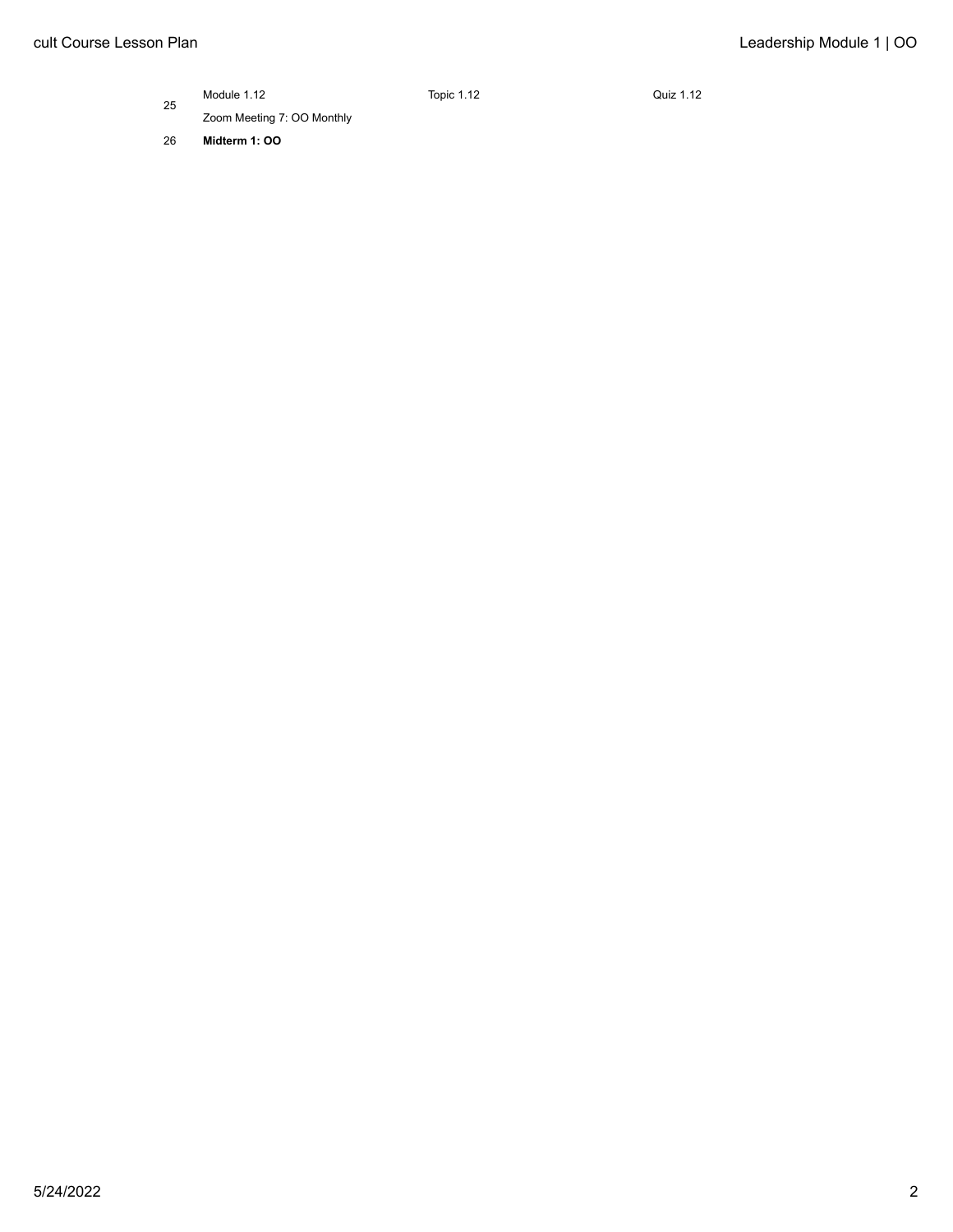| | | | |
|---|---|---|---|
| 25 | Module 1.12<br>Zoom Meeting 7: OO Monthly | Topic 1.12 | Quiz 1.12 |
| 26 | **Midterm 1: OO** | | |